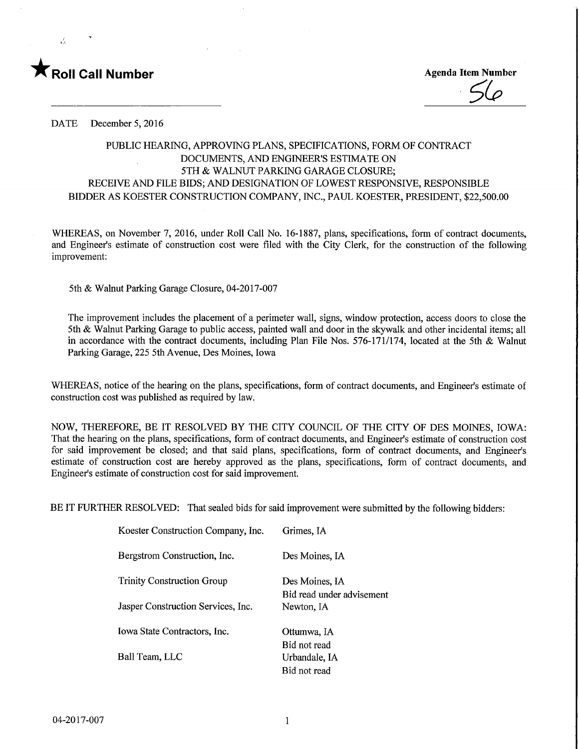★ **Roll Call Number**

**Agenda Item Number**

56

DATE December 5, 2016

PUBLIC HEARING, APPROVING PLANS, SPECIFICATIONS, FORM OF CONTRACT DOCUMENTS, AND ENGINEER'S ESTIMATE ON 5TH & WALNUT PARKING GARAGE CLOSURE; RECEIVE AND FILE BIDS; AND DESIGNATION OF LOWEST RESPONSIVE, RESPONSIBLE BIDDER AS KOESTER CONSTRUCTION COMPANY, INC., PAUL KOESTER, PRESIDENT, $22,500.00

WHEREAS, on November 7, 2016, under Roll Call No. 16-1887, plans, specifications, form of contract documents, and Engineer's estimate of construction cost were filed with the City Clerk, for the construction of the following improvement:

5th & Walnut Parking Garage Closure, 04-2017-007

The improvement includes the placement of a perimeter wall, signs, window protection, access doors to close the 5th & Walnut Parking Garage to public access, painted wall and door in the skywalk and other incidental items; all in accordance with the contract documents, including Plan File Nos. 576-171/174, located at the 5th & Walnut Parking Garage, 225 5th Avenue, Des Moines, Iowa

WHEREAS, notice of the hearing on the plans, specifications, form of contract documents, and Engineer's estimate of construction cost was published as required by law.

NOW, THEREFORE, BE IT RESOLVED BY THE CITY COUNCIL OF THE CITY OF DES MOINES, IOWA: That the hearing on the plans, specifications, form of contract documents, and Engineer's estimate of construction cost for said improvement be closed; and that said plans, specifications, form of contract documents, and Engineer's estimate of construction cost are hereby approved as the plans, specifications, form of contract documents, and Engineer's estimate of construction cost for said improvement.

BE IT FURTHER RESOLVED: That sealed bids for said improvement were submitted by the following bidders:

| | |
|---|---|
| Koester Construction Company, Inc. | Grimes, IA |
| Bergstrom Construction, Inc. | Des Moines, IA |
| Trinity Construction Group | Des Moines, IA<br>Bid read under advisement |
| Jasper Construction Services, Inc. | Newton, IA |
| Iowa State Contractors, Inc. | Ottumwa, IA<br>Bid not read |
| Ball Team, LLC | Urbandale, IA<br>Bid not read |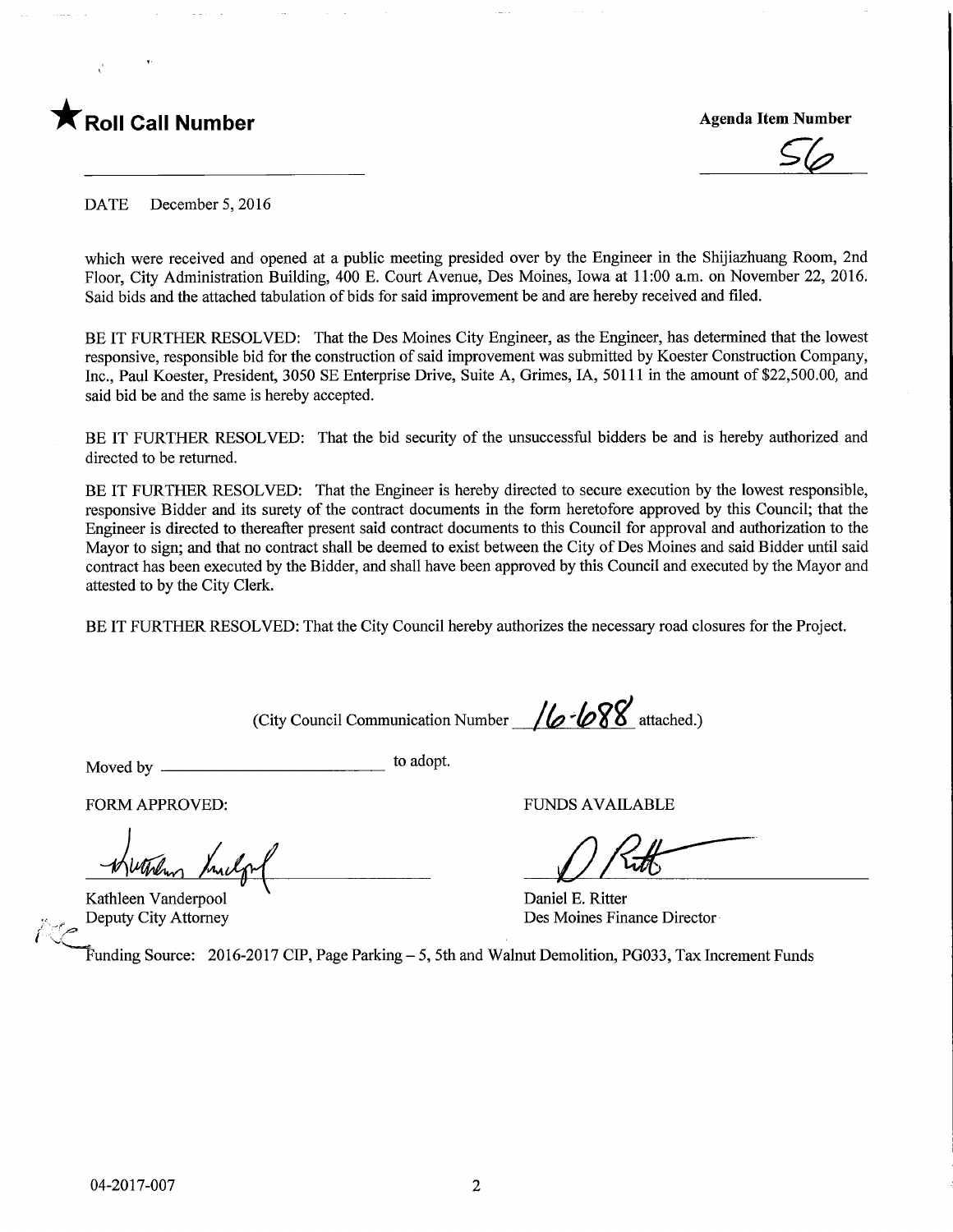★ **Roll Call Number**

**Agenda Item Number**

56

DATE December 5, 2016

which were received and opened at a public meeting presided over by the Engineer in the Shijiazhuang Room, 2nd Floor, City Administration Building, 400 E. Court Avenue, Des Moines, Iowa at 11:00 a.m. on November 22, 2016. Said bids and the attached tabulation of bids for said improvement be and are hereby received and filed.

BE IT FURTHER RESOLVED: That the Des Moines City Engineer, as the Engineer, has determined that the lowest responsive, responsible bid for the construction of said improvement was submitted by Koester Construction Company, Inc., Paul Koester, President, 3050 SE Enterprise Drive, Suite A, Grimes, IA, 50111 in the amount of $22,500.00, and said bid be and the same is hereby accepted.

BE IT FURTHER RESOLVED: That the bid security of the unsuccessful bidders be and is hereby authorized and directed to be returned.

BE IT FURTHER RESOLVED: That the Engineer is hereby directed to secure execution by the lowest responsible, responsive Bidder and its surety of the contract documents in the form heretofore approved by this Council; that the Engineer is directed to thereafter present said contract documents to this Council for approval and authorization to the Mayor to sign; and that no contract shall be deemed to exist between the City of Des Moines and said Bidder until said contract has been executed by the Bidder, and shall have been approved by this Council and executed by the Mayor and attested to by the City Clerk.

BE IT FURTHER RESOLVED: That the City Council hereby authorizes the necessary road closures for the Project.

(City Council Communication Number 16-688 attached.)

Moved by ______________________ to adopt.

FORM APPROVED:

Kathleen Vanderpool
Deputy City Attorney

FUNDS AVAILABLE

Daniel E. Ritter
Des Moines Finance Director

Funding Source: 2016-2017 CIP, Page Parking – 5, 5th and Walnut Demolition, PG033, Tax Increment Funds

04-2017-007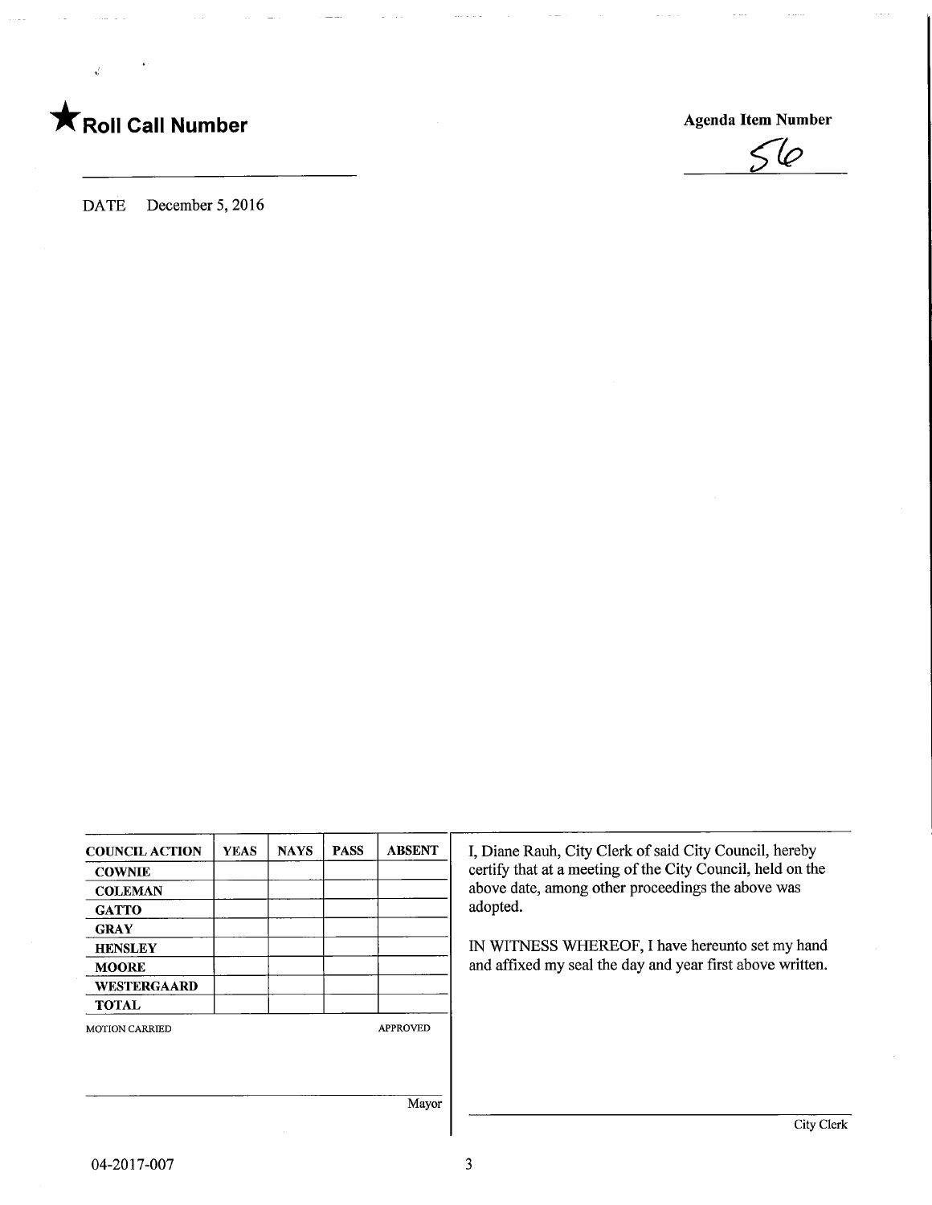★ **Roll Call Number**

**Agenda Item Number**

56

DATE December 5, 2016

| COUNCIL ACTION | YEAS | NAYS | PASS | ABSENT |
|---|---|---|---|---|
| COWNIE | | | | |
| COLEMAN | | | | |
| GATTO | | | | |
| GRAY | | | | |
| HENSLEY | | | | |
| MOORE | | | | |
| WESTERGAARD | | | | |
| TOTAL | | | | |

MOTION CARRIED APPROVED

Mayor

I, Diane Rauh, City Clerk of said City Council, hereby certify that at a meeting of the City Council, held on the above date, among other proceedings the above was adopted.

IN WITNESS WHEREOF, I have hereunto set my hand and affixed my seal the day and year first above written.

City Clerk

04-2017-007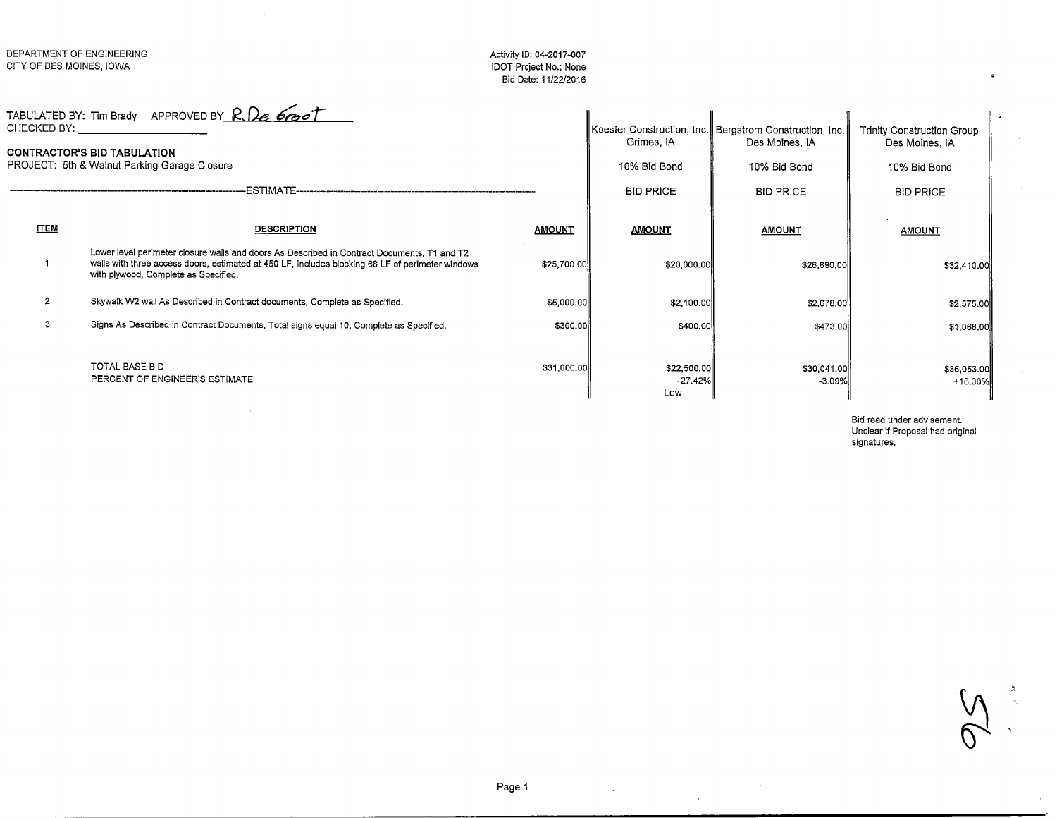DEPARTMENT OF ENGINEERING
CITY OF DES MOINES, IOWA

Activity ID: 04-2017-007
IDOT Project No.: None
Bid Date: 11/22/2016

TABULATED BY: Tim Brady APPROVED BY R. De Groot
CHECKED BY: ____________________

**CONTRACTOR'S BID TABULATION**
PROJECT: 5th & Walnut Parking Garage Closure

| | | ESTIMATE | Koester Construction, Inc. Grimes, IA | Bergstrom Construction, Inc. Des Moines, IA | Trinity Construction Group Des Moines, IA |
|---|---|---|---|---|---|
| | | | 10% Bid Bond | 10% Bid Bond | 10% Bid Bond |
| | | | BID PRICE | BID PRICE | BID PRICE |
| **ITEM** | **DESCRIPTION** | **AMOUNT** | **AMOUNT** | **AMOUNT** | **AMOUNT** |
| 1 | Lower level perimeter closure walls and doors As Described in Contract Documents, T1 and T2 walls with three access doors, estimated at 450 LF, includes blocking 68 LF of perimeter windows with plywood, Complete as Specified. | $25,700.00 | $20,000.00 | $26,890.00 | $32,410.00 |
| 2 | Skywalk W2 wall As Described in Contract documents, Complete as Specified. | $5,000.00 | $2,100.00 | $2,678.00 | $2,575.00 |
| 3 | Signs As Described in Contract Documents, Total signs equal 10. Complete as Specified. | $300.00 | $400.00 | $473.00 | $1,068.00 |
| | TOTAL BASE BID | $31,000.00 | $22,500.00 | $30,041.00 | $36,053.00 |
| | PERCENT OF ENGINEER'S ESTIMATE | | -27.42% Low | -3.09% | +16.30% |

Bid read under advisement.
Unclear if Proposal had original signatures.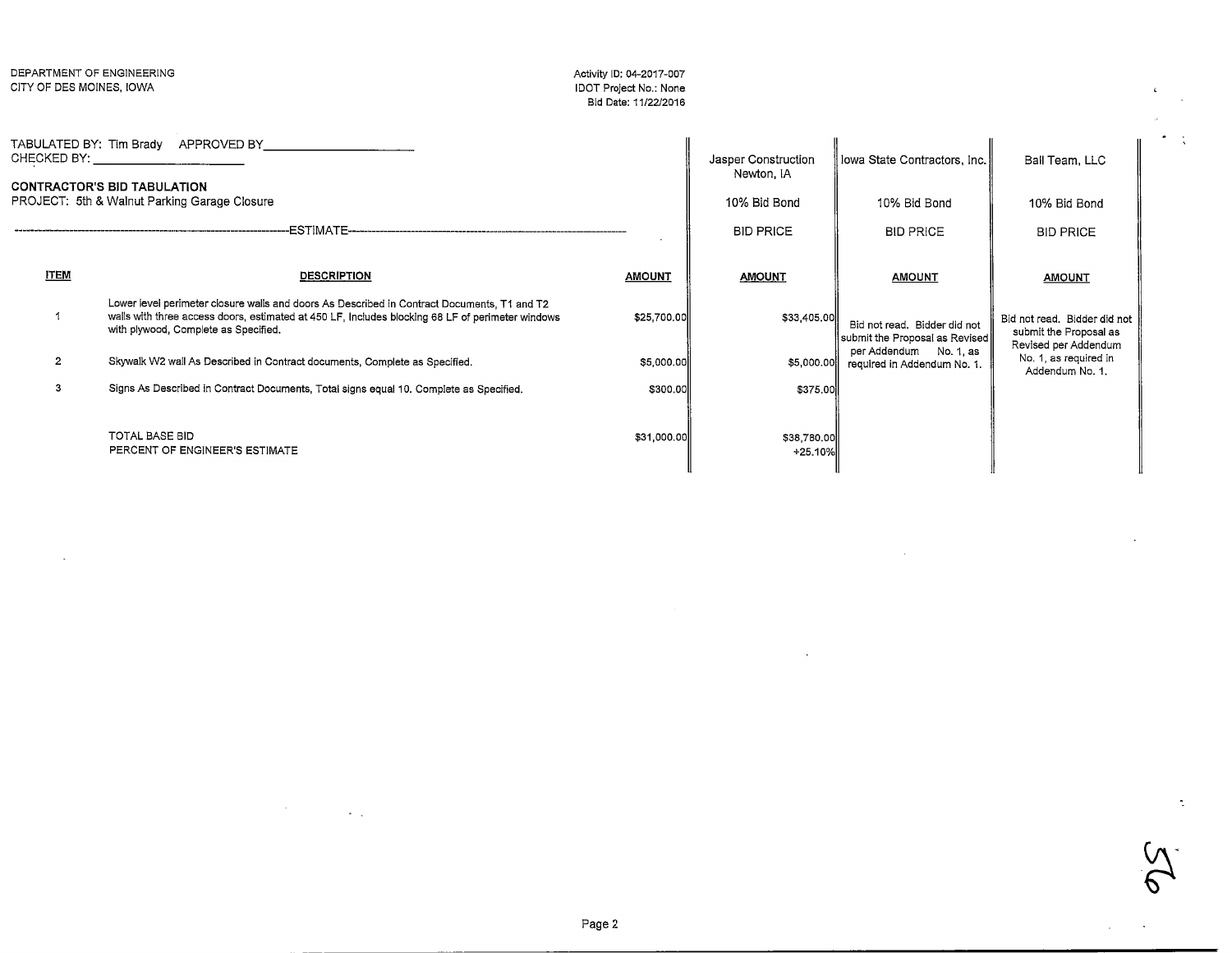DEPARTMENT OF ENGINEERING
CITY OF DES MOINES, IOWA

Activity ID: 04-2017-007
IDOT Project No.: None
Bid Date: 11/22/2016

TABULATED BY: Tim Brady APPROVED BY\_\_\_\_\_\_\_\_\_\_\_\_\_\_\_\_\_\_\_\_
CHECKED BY: \_\_\_\_\_\_\_\_\_\_\_\_\_\_\_\_\_\_\_\_

**CONTRACTOR'S BID TABULATION**
PROJECT: 5th & Walnut Parking Garage Closure

| | | ESTIMATE | Jasper Construction Newton, IA | Iowa State Contractors, Inc. | Ball Team, LLC |
|---|---|---|---|---|---|
| | | | 10% Bid Bond | 10% Bid Bond | 10% Bid Bond |
| | | | BID PRICE | BID PRICE | BID PRICE |
| **ITEM** | **DESCRIPTION** | **AMOUNT** | **AMOUNT** | **AMOUNT** | **AMOUNT** |
| 1 | Lower level perimeter closure walls and doors As Described in Contract Documents, T1 and T2 walls with three access doors, estimated at 450 LF, Includes blocking 68 LF of perimeter windows with plywood, Complete as Specified. | $25,700.00 | $33,405.00 | Bid not read. Bidder did not submit the Proposal as Revised per Addendum No. 1, as required in Addendum No. 1. | Bid not read. Bidder did not submit the Proposal as Revised per Addendum No. 1, as required in Addendum No. 1. |
| 2 | Skywalk W2 wall As Described in Contract documents, Complete as Specified. | $5,000.00 | $5,000.00 | | |
| 3 | Signs As Described in Contract Documents, Total signs equal 10. Complete as Specified. | $300.00 | $375.00 | | |
| | TOTAL BASE BID | $31,000.00 | $38,780.00 | | |
| | PERCENT OF ENGINEER'S ESTIMATE | | +25.10% | | |